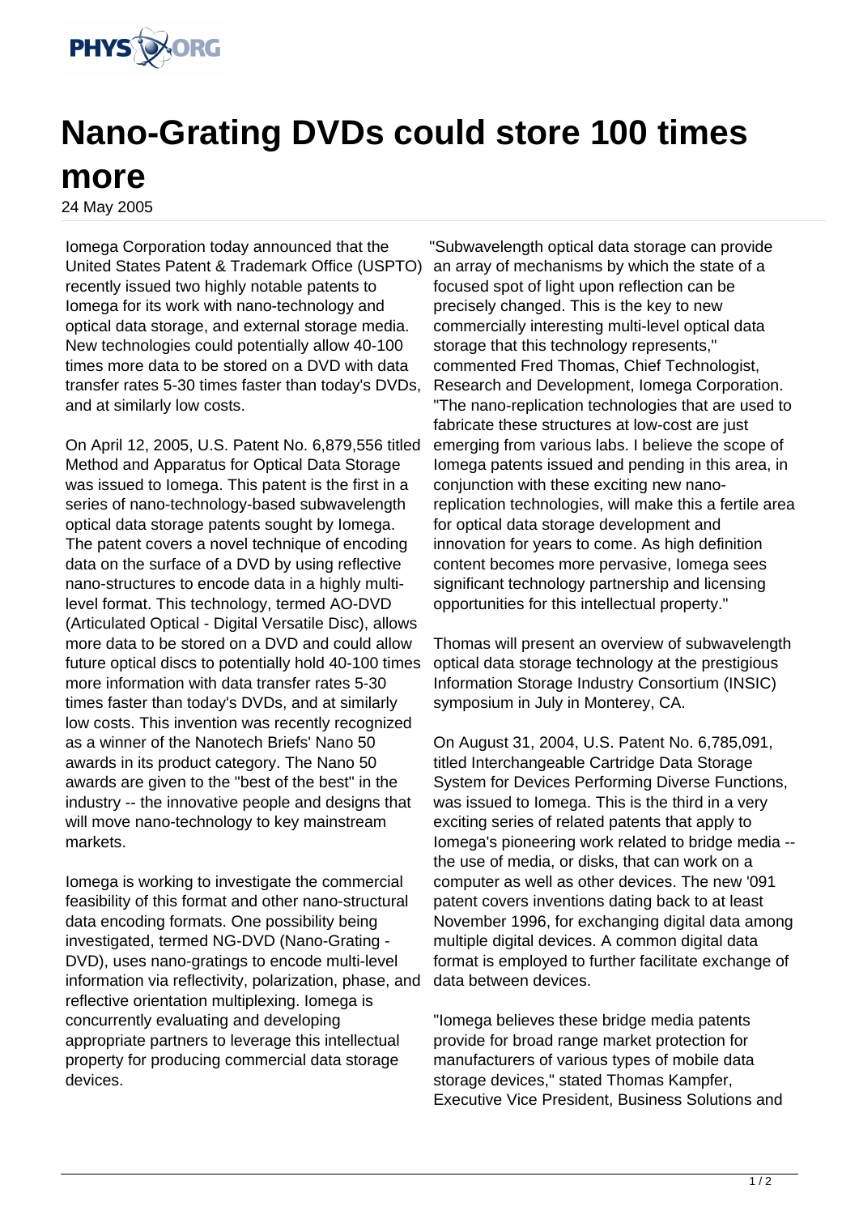# Nano-Grating DVDs could store 100 times more

24 May 2005

Iomega Corporation today announced that the United States Patent & Trademark Office (USPTO) recently issued two highly notable patents to Iomega for its work with nano-technology and optical data storage, and external storage media. New technologies could potentially allow 40-100 times more data to be stored on a DVD with data transfer rates 5-30 times faster than today's DVDs, and at similarly low costs.

On April 12, 2005, U.S. Patent No. 6,879,556 titled Method and Apparatus for Optical Data Storage was issued to Iomega. This patent is the first in a series of nano-technology-based subwavelength optical data storage patents sought by Iomega. The patent covers a novel technique of encoding data on the surface of a DVD by using reflective nano-structures to encode data in a highly multi-level format. This technology, termed AO-DVD (Articulated Optical - Digital Versatile Disc), allows more data to be stored on a DVD and could allow future optical discs to potentially hold 40-100 times more information with data transfer rates 5-30 times faster than today's DVDs, and at similarly low costs. This invention was recently recognized as a winner of the Nanotech Briefs' Nano 50 awards in its product category. The Nano 50 awards are given to the "best of the best" in the industry -- the innovative people and designs that will move nano-technology to key mainstream markets.

Iomega is working to investigate the commercial feasibility of this format and other nano-structural data encoding formats. One possibility being investigated, termed NG-DVD (Nano-Grating - DVD), uses nano-gratings to encode multi-level information via reflectivity, polarization, phase, and reflective orientation multiplexing. Iomega is concurrently evaluating and developing appropriate partners to leverage this intellectual property for producing commercial data storage devices.

"Subwavelength optical data storage can provide an array of mechanisms by which the state of a focused spot of light upon reflection can be precisely changed. This is the key to new commercially interesting multi-level optical data storage that this technology represents," commented Fred Thomas, Chief Technologist, Research and Development, Iomega Corporation. "The nano-replication technologies that are used to fabricate these structures at low-cost are just emerging from various labs. I believe the scope of Iomega patents issued and pending in this area, in conjunction with these exciting new nano-replication technologies, will make this a fertile area for optical data storage development and innovation for years to come. As high definition content becomes more pervasive, Iomega sees significant technology partnership and licensing opportunities for this intellectual property."

Thomas will present an overview of subwavelength optical data storage technology at the prestigious Information Storage Industry Consortium (INSIC) symposium in July in Monterey, CA.

On August 31, 2004, U.S. Patent No. 6,785,091, titled Interchangeable Cartridge Data Storage System for Devices Performing Diverse Functions, was issued to Iomega. This is the third in a very exciting series of related patents that apply to Iomega's pioneering work related to bridge media -- the use of media, or disks, that can work on a computer as well as other devices. The new '091 patent covers inventions dating back to at least November 1996, for exchanging digital data among multiple digital devices. A common digital data format is employed to further facilitate exchange of data between devices.

"Iomega believes these bridge media patents provide for broad range market protection for manufacturers of various types of mobile data storage devices," stated Thomas Kampfer, Executive Vice President, Business Solutions and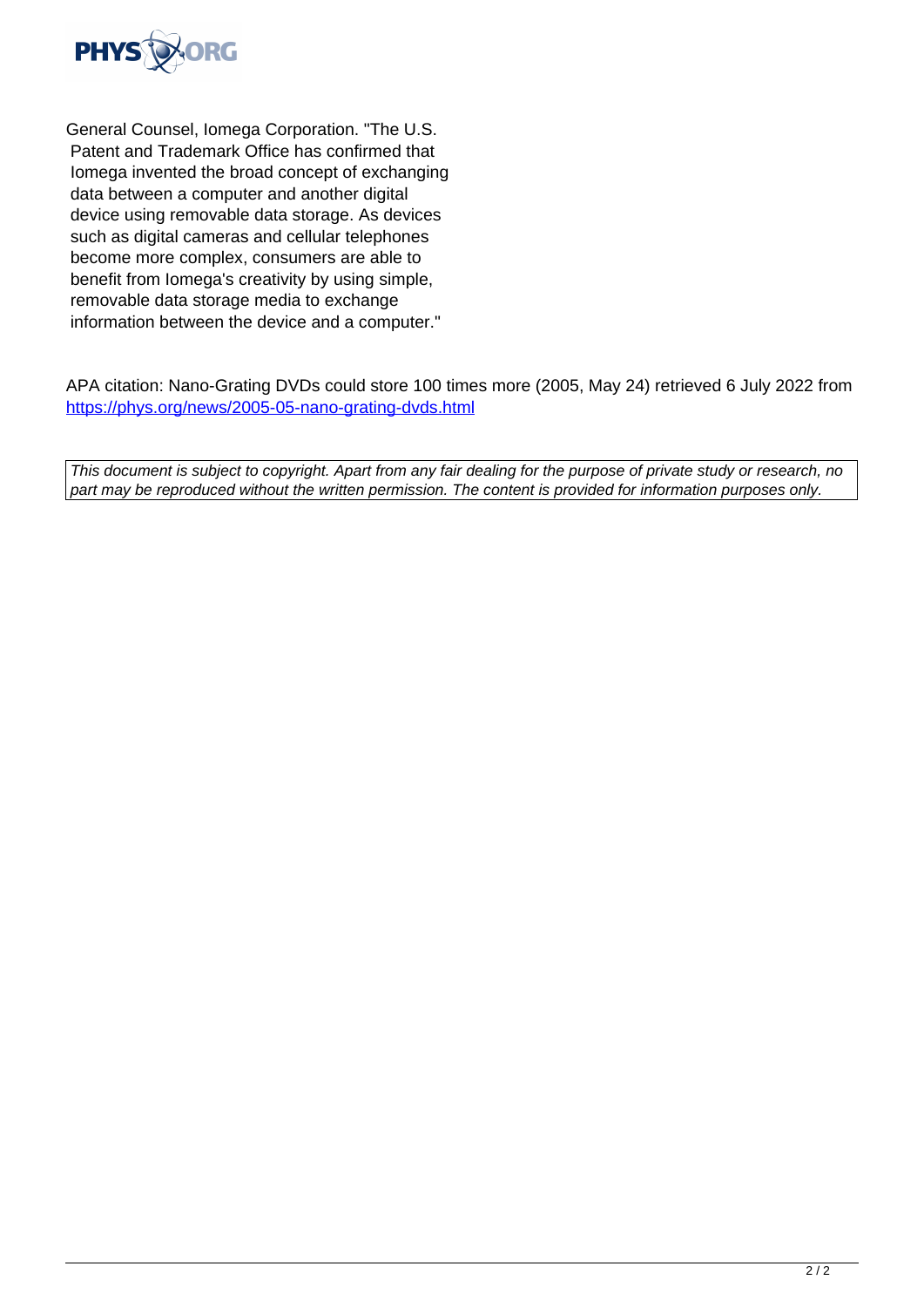General Counsel, Iomega Corporation. "The U.S. Patent and Trademark Office has confirmed that Iomega invented the broad concept of exchanging data between a computer and another digital device using removable data storage. As devices such as digital cameras and cellular telephones become more complex, consumers are able to benefit from Iomega's creativity by using simple, removable data storage media to exchange information between the device and a computer."

APA citation: Nano-Grating DVDs could store 100 times more (2005, May 24) retrieved 6 July 2022 from https://phys.org/news/2005-05-nano-grating-dvds.html

*This document is subject to copyright. Apart from any fair dealing for the purpose of private study or research, no part may be reproduced without the written permission. The content is provided for information purposes only.*